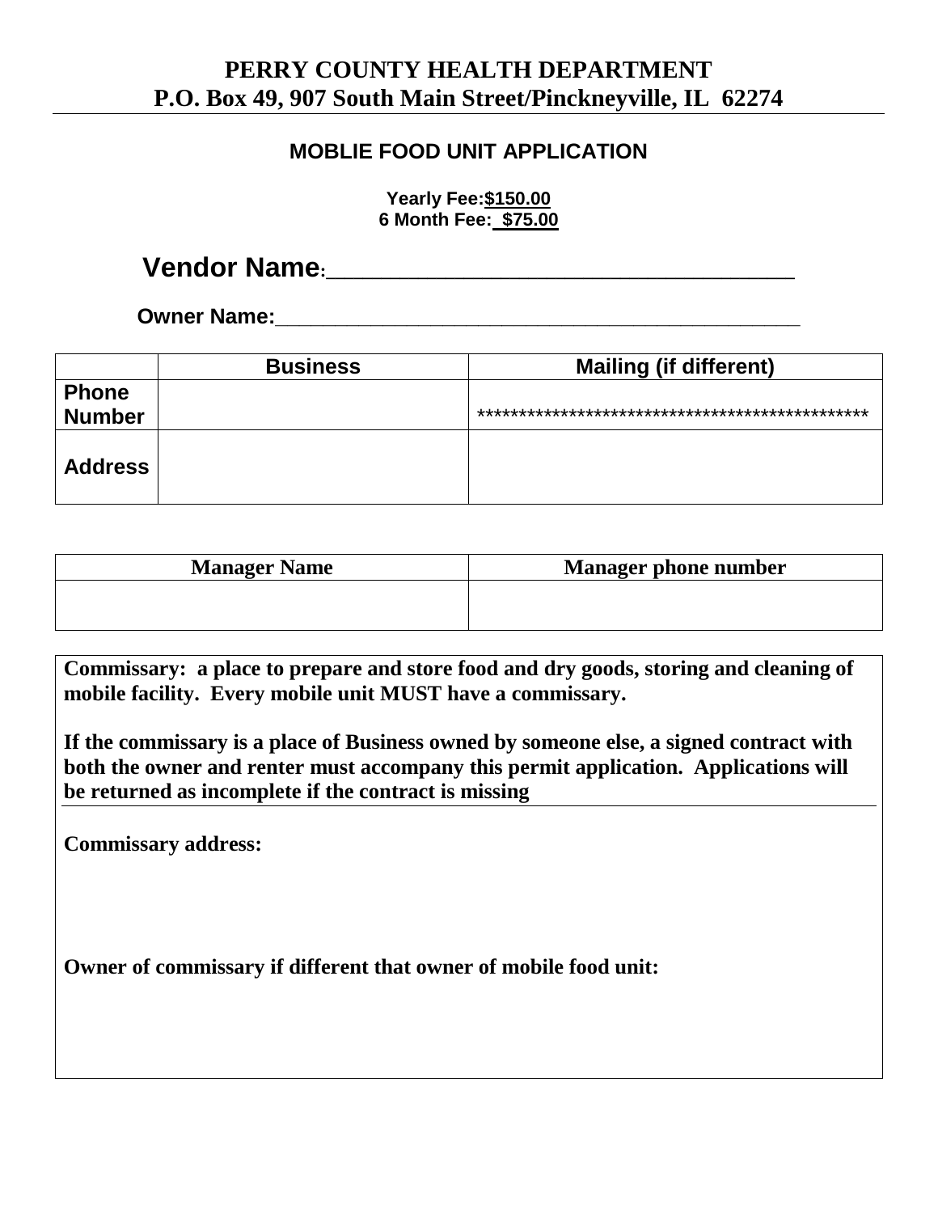# PERRY COUNTY HEALTH DEPARTMENT
# P.O. Box 49, 907 South Main Street/Pinckneyville, IL 62274

## MOBLIE FOOD UNIT APPLICATION

**Yearly Fee:$150.00**
**6 Month Fee: $75.00**

**Vendor Name:**___________________________________

**Owner Name:**_____________________________________________

| | Business | Mailing (if different) |
|---|---|---|
| **Phone Number** | | ************************************************ |
| **Address** | | |

| Manager Name | Manager phone number |
|---|---|
| | |

**Commissary: a place to prepare and store food and dry goods, storing and cleaning of mobile facility. Every mobile unit MUST have a commissary.**

**If the commissary is a place of Business owned by someone else, a signed contract with both the owner and renter must accompany this permit application. Applications will be returned as incomplete if the contract is missing**

**Commissary address:**

**Owner of commissary if different that owner of mobile food unit:**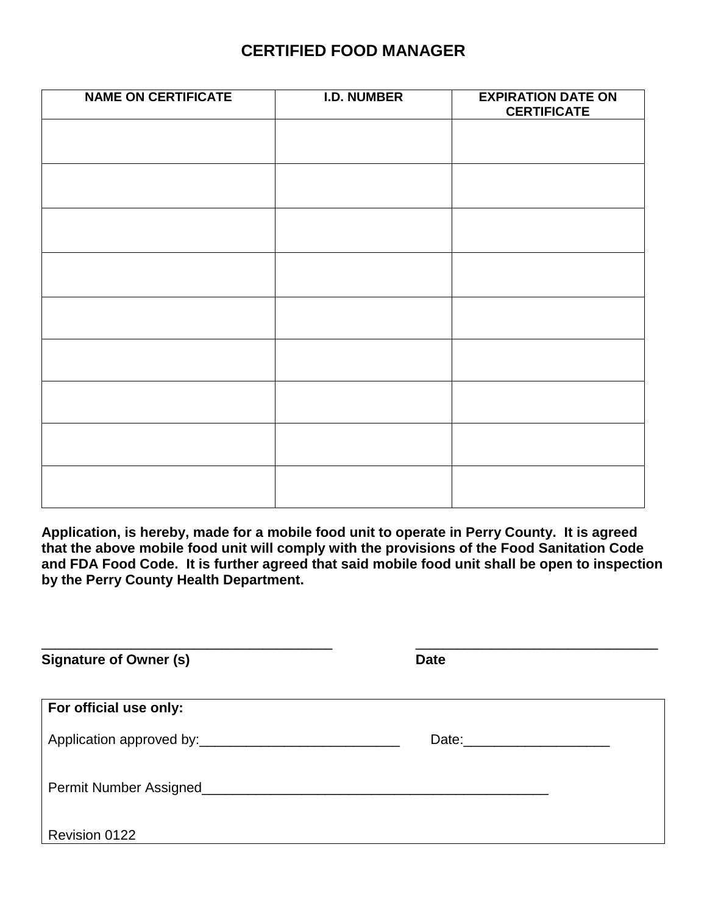# CERTIFIED FOOD MANAGER

| NAME ON CERTIFICATE | I.D. NUMBER | EXPIRATION DATE ON CERTIFICATE |
|---|---|---|
| | | |
| | | |
| | | |
| | | |
| | | |
| | | |
| | | |
| | | |
| | | |

**Application, is hereby, made for a mobile food unit to operate in Perry County. It is agreed that the above mobile food unit will comply with the provisions of the Food Sanitation Code and FDA Food Code. It is further agreed that said mobile food unit shall be open to inspection by the Perry County Health Department.**

_______________________________________ _________________________________

**Signature of Owner (s)** **Date**

**For official use only:**

Application approved by:__________________________ Date:___________________

Permit Number Assigned_______________________________________________

Revision 0122